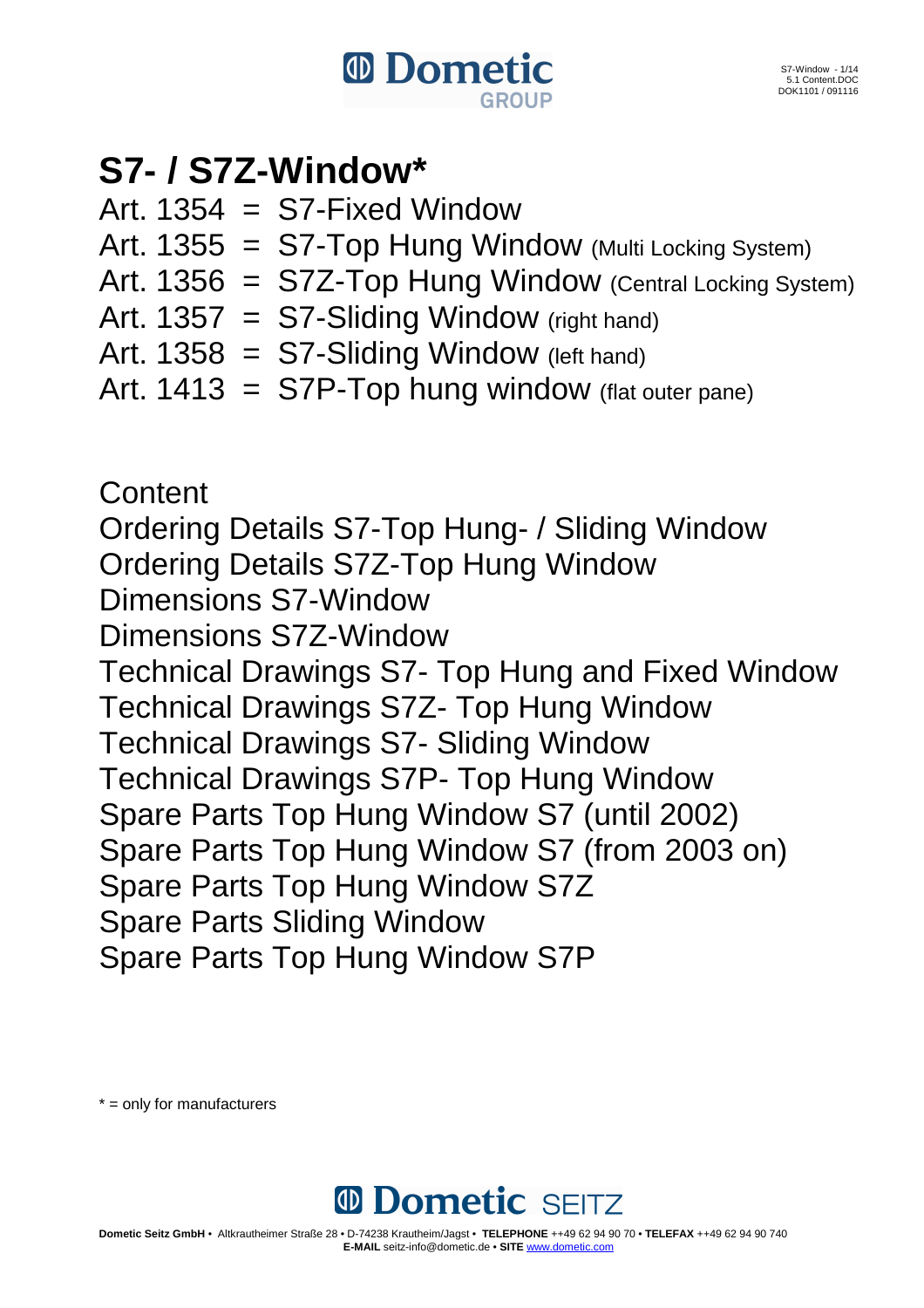# S7- / S7Z-Window*

Art. 1354 = S7-Fixed Window
Art. 1355 = S7-Top Hung Window (Multi Locking System)
Art. 1356 = S7Z-Top Hung Window (Central Locking System)
Art. 1357 = S7-Sliding Window (right hand)
Art. 1358 = S7-Sliding Window (left hand)
Art. 1413 = S7P-Top hung window (flat outer pane)

Content

Ordering Details S7-Top Hung- / Sliding Window
Ordering Details S7Z-Top Hung Window
Dimensions S7-Window
Dimensions S7Z-Window
Technical Drawings S7- Top Hung and Fixed Window
Technical Drawings S7Z- Top Hung Window
Technical Drawings S7- Sliding Window
Technical Drawings S7P- Top Hung Window
Spare Parts Top Hung Window S7 (until 2002)
Spare Parts Top Hung Window S7 (from 2003 on)
Spare Parts Top Hung Window S7Z
Spare Parts Sliding Window
Spare Parts Top Hung Window S7P

* = only for manufacturers

**Dometic Seitz GmbH** • Altkrautheimer Straße 28 • D-74238 Krautheim/Jagst • **TELEPHONE** ++49 62 94 90 70 • **TELEFAX** ++49 62 94 90 740
**E-MAIL** seitz-info@dometic.de • **SITE** www.dometic.com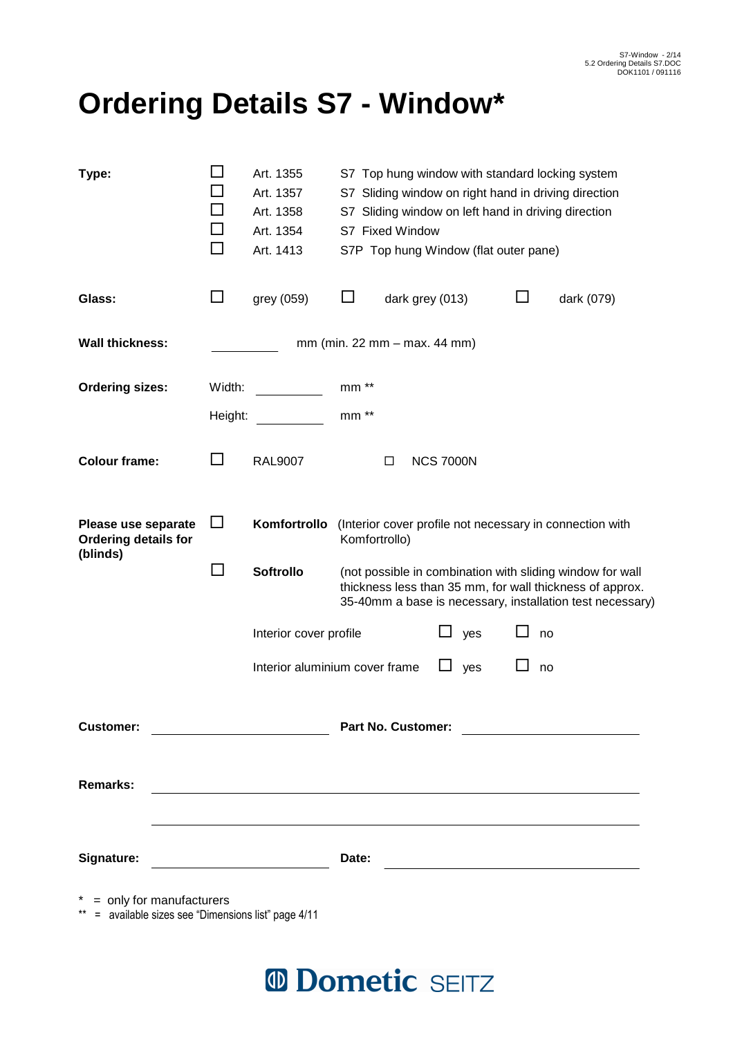# Ordering Details S7 - Window*

**Type:**

- ☐ Art. 1355 — S7 Top hung window with standard locking system
- ☐ Art. 1357 — S7 Sliding window on right hand in driving direction
- ☐ Art. 1358 — S7 Sliding window on left hand in driving direction
- ☐ Art. 1354 — S7 Fixed Window
- ☐ Art. 1413 — S7P Top hung Window (flat outer pane)

**Glass:** ☐ grey (059) ☐ dark grey (013) ☐ dark (079)

**Wall thickness:** __________ mm (min. 22 mm – max. 44 mm)

**Ordering sizes:**

Width: __________ mm **

Height: __________ mm **

**Colour frame:** ☐ RAL9007 ☐ NCS 7000N

**Please use separate Ordering details for (blinds)**

- ☐ **Komfortrollo** (Interior cover profile not necessary in connection with Komfortrollo)
- ☐ **Softrollo** (not possible in combination with sliding window for wall thickness less than 35 mm, for wall thickness of approx. 35-40mm a base is necessary, installation test necessary)

Interior cover profile ☐ yes ☐ no

Interior aluminium cover frame ☐ yes ☐ no

**Customer:** ______________________ **Part No. Customer:** ______________________

**Remarks:** ______________________________________________

______________________________________________

**Signature:** ______________________ **Date:** ______________________

\* = only for manufacturers

** = available sizes see "Dimensions list" page 4/11

Dometic SEITZ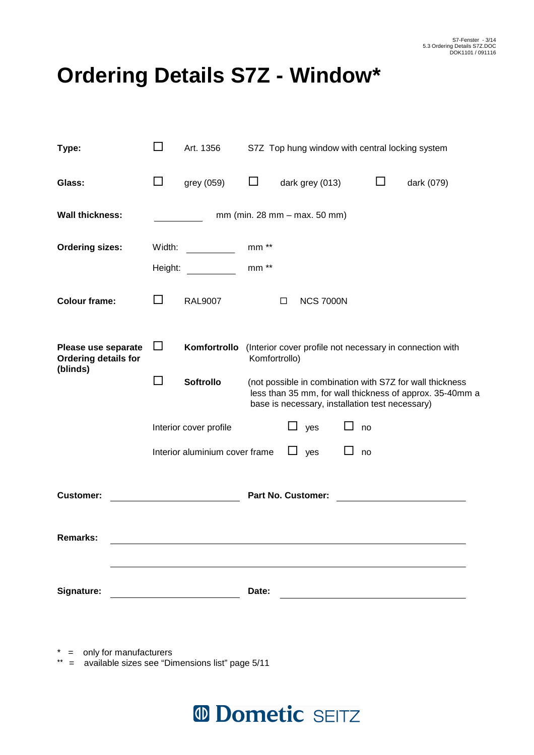# Ordering Details S7Z - Window*

**Type:** ☐ Art. 1356 S7Z Top hung window with central locking system

**Glass:** ☐ grey (059) ☐ dark grey (013) ☐ dark (079)

**Wall thickness:** __________ mm (min. 28 mm – max. 50 mm)

**Ordering sizes:**

Width: __________ mm **

Height: __________ mm **

**Colour frame:** ☐ RAL9007 ☐ NCS 7000N

**Please use separate Ordering details for (blinds)**

☐ **Komfortrollo** (Interior cover profile not necessary in connection with Komfortrollo)

☐ **Softrollo** (not possible in combination with S7Z for wall thickness less than 35 mm, for wall thickness of approx. 35-40mm a base is necessary, installation test necessary)

Interior cover profile ☐ yes ☐ no

Interior aluminium cover frame ☐ yes ☐ no

**Customer:** ____________________ **Part No. Customer:** ____________________

**Remarks:** ________________________________________

________________________________________

**Signature:** ____________________ **Date:** ____________________

* = only for manufacturers
** = available sizes see "Dimensions list" page 5/11

Dometic SEITZ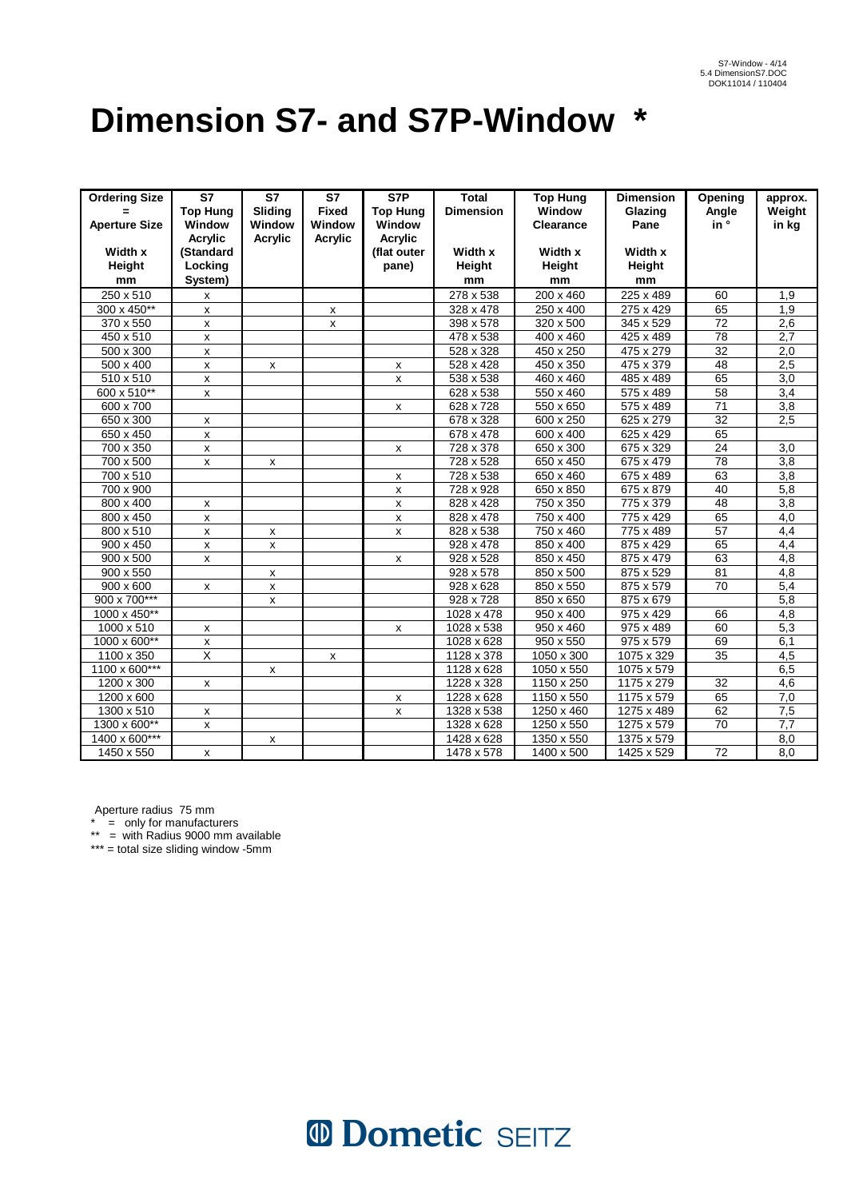# Dimension S7- and S7P-Window *

| Ordering Size = Aperture Size Width x Height mm | S7 Top Hung Window Acrylic (Standard Locking System) | S7 Sliding Window Acrylic | S7 Fixed Window Acrylic | S7P Top Hung Window Acrylic (flat outer pane) | Total Dimension Width x Height mm | Top Hung Window Clearance Width x Height mm | Dimension Glazing Pane Width x Height mm | Opening Angle in ° | approx. Weight in kg |
|---|---|---|---|---|---|---|---|---|---|
| 250 x 510 | x | | | | 278 x 538 | 200 x 460 | 225 x 489 | 60 | 1,9 |
| 300 x 450** | x | | x | | 328 x 478 | 250 x 400 | 275 x 429 | 65 | 1,9 |
| 370 x 550 | x | | x | | 398 x 578 | 320 x 500 | 345 x 529 | 72 | 2,6 |
| 450 x 510 | x | | | | 478 x 538 | 400 x 460 | 425 x 489 | 78 | 2,7 |
| 500 x 300 | x | | | | 528 x 328 | 450 x 250 | 475 x 279 | 32 | 2,0 |
| 500 x 400 | x | x | | x | 528 x 428 | 450 x 350 | 475 x 379 | 48 | 2,5 |
| 510 x 510 | x | | | x | 538 x 538 | 460 x 460 | 485 x 489 | 65 | 3,0 |
| 600 x 510** | x | | | | 628 x 538 | 550 x 460 | 575 x 489 | 58 | 3,4 |
| 600 x 700 | | | | x | 628 x 728 | 550 x 650 | 575 x 489 | 71 | 3,8 |
| 650 x 300 | x | | | | 678 x 328 | 600 x 250 | 625 x 279 | 32 | 2,5 |
| 650 x 450 | x | | | | 678 x 478 | 600 x 400 | 625 x 429 | 65 | |
| 700 x 350 | x | | | x | 728 x 378 | 650 x 300 | 675 x 329 | 24 | 3,0 |
| 700 x 500 | x | x | | | 728 x 528 | 650 x 450 | 675 x 479 | 78 | 3,8 |
| 700 x 510 | | | | x | 728 x 538 | 650 x 460 | 675 x 489 | 63 | 3,8 |
| 700 x 900 | | | | x | 728 x 928 | 650 x 850 | 675 x 879 | 40 | 5,8 |
| 800 x 400 | x | | | x | 828 x 428 | 750 x 350 | 775 x 379 | 48 | 3,8 |
| 800 x 450 | x | | | x | 828 x 478 | 750 x 400 | 775 x 429 | 65 | 4,0 |
| 800 x 510 | x | x | | x | 828 x 538 | 750 x 460 | 775 x 489 | 57 | 4,4 |
| 900 x 450 | x | x | | | 928 x 478 | 850 x 400 | 875 x 429 | 65 | 4,4 |
| 900 x 500 | x | | | x | 928 x 528 | 850 x 450 | 875 x 479 | 63 | 4,8 |
| 900 x 550 | | x | | | 928 x 578 | 850 x 500 | 875 x 529 | 81 | 4,8 |
| 900 x 600 | x | x | | | 928 x 628 | 850 x 550 | 875 x 579 | 70 | 5,4 |
| 900 x 700*** | | x | | | 928 x 728 | 850 x 650 | 875 x 679 | | 5,8 |
| 1000 x 450** | | | | | 1028 x 478 | 950 x 400 | 975 x 429 | 66 | 4,8 |
| 1000 x 510 | x | | | x | 1028 x 538 | 950 x 460 | 975 x 489 | 60 | 5,3 |
| 1000 x 600** | x | | | | 1028 x 628 | 950 x 550 | 975 x 579 | 69 | 6,1 |
| 1100 x 350 | X | | x | | 1128 x 378 | 1050 x 300 | 1075 x 329 | 35 | 4,5 |
| 1100 x 600*** | | x | | | 1128 x 628 | 1050 x 550 | 1075 x 579 | | 6,5 |
| 1200 x 300 | x | | | | 1228 x 328 | 1150 x 250 | 1175 x 279 | 32 | 4,6 |
| 1200 x 600 | | | | x | 1228 x 628 | 1150 x 550 | 1175 x 579 | 65 | 7,0 |
| 1300 x 510 | x | | | x | 1328 x 538 | 1250 x 460 | 1275 x 489 | 62 | 7,5 |
| 1300 x 600** | x | | | | 1328 x 628 | 1250 x 550 | 1275 x 579 | 70 | 7,7 |
| 1400 x 600*** | | x | | | 1428 x 628 | 1350 x 550 | 1375 x 579 | | 8,0 |
| 1450 x 550 | x | | | | 1478 x 578 | 1400 x 500 | 1425 x 529 | 72 | 8,0 |

Aperture radius 75 mm

* = only for manufacturers

** = with Radius 9000 mm available

*** = total size sliding window -5mm

Dometic SEITZ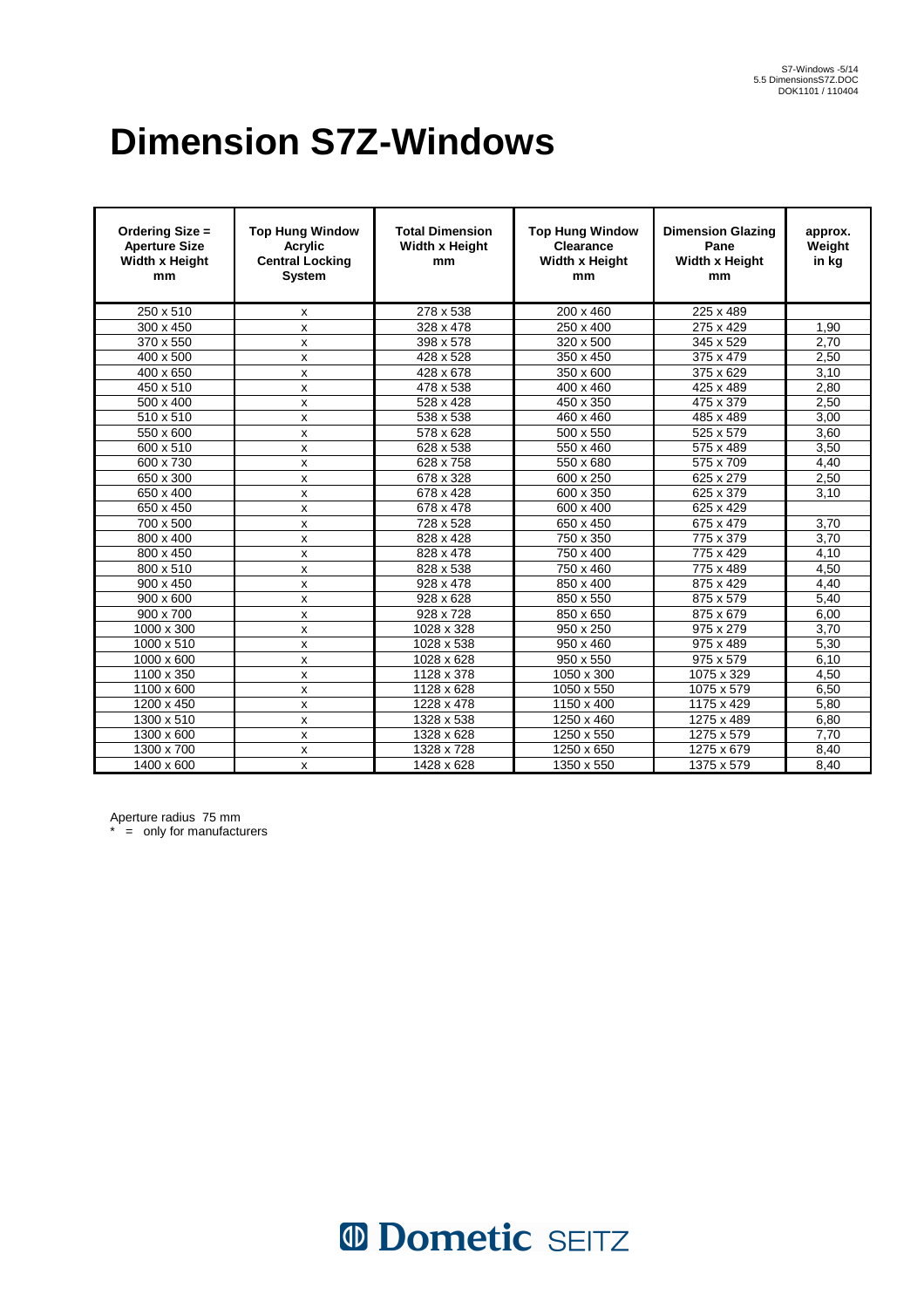# Dimension S7Z-Windows

| Ordering Size = Aperture Size Width x Height mm | Top Hung Window Acrylic Central Locking System | Total Dimension Width x Height mm | Top Hung Window Clearance Width x Height mm | Dimension Glazing Pane Width x Height mm | approx. Weight in kg |
|---|---|---|---|---|---|
| 250 x 510 | x | 278 x 538 | 200 x 460 | 225 x 489 | |
| 300 x 450 | x | 328 x 478 | 250 x 400 | 275 x 429 | 1,90 |
| 370 x 550 | x | 398 x 578 | 320 x 500 | 345 x 529 | 2,70 |
| 400 x 500 | x | 428 x 528 | 350 x 450 | 375 x 479 | 2,50 |
| 400 x 650 | x | 428 x 678 | 350 x 600 | 375 x 629 | 3,10 |
| 450 x 510 | x | 478 x 538 | 400 x 460 | 425 x 489 | 2,80 |
| 500 x 400 | x | 528 x 428 | 450 x 350 | 475 x 379 | 2,50 |
| 510 x 510 | x | 538 x 538 | 460 x 460 | 485 x 489 | 3,00 |
| 550 x 600 | x | 578 x 628 | 500 x 550 | 525 x 579 | 3,60 |
| 600 x 510 | x | 628 x 538 | 550 x 460 | 575 x 489 | 3,50 |
| 600 x 730 | x | 628 x 758 | 550 x 680 | 575 x 709 | 4,40 |
| 650 x 300 | x | 678 x 328 | 600 x 250 | 625 x 279 | 2,50 |
| 650 x 400 | x | 678 x 428 | 600 x 350 | 625 x 379 | 3,10 |
| 650 x 450 | x | 678 x 478 | 600 x 400 | 625 x 429 | |
| 700 x 500 | x | 728 x 528 | 650 x 450 | 675 x 479 | 3,70 |
| 800 x 400 | x | 828 x 428 | 750 x 350 | 775 x 379 | 3,70 |
| 800 x 450 | x | 828 x 478 | 750 x 400 | 775 x 429 | 4,10 |
| 800 x 510 | x | 828 x 538 | 750 x 460 | 775 x 489 | 4,50 |
| 900 x 450 | x | 928 x 478 | 850 x 400 | 875 x 429 | 4,40 |
| 900 x 600 | x | 928 x 628 | 850 x 550 | 875 x 579 | 5,40 |
| 900 x 700 | x | 928 x 728 | 850 x 650 | 875 x 679 | 6,00 |
| 1000 x 300 | x | 1028 x 328 | 950 x 250 | 975 x 279 | 3,70 |
| 1000 x 510 | x | 1028 x 538 | 950 x 460 | 975 x 489 | 5,30 |
| 1000 x 600 | x | 1028 x 628 | 950 x 550 | 975 x 579 | 6,10 |
| 1100 x 350 | x | 1128 x 378 | 1050 x 300 | 1075 x 329 | 4,50 |
| 1100 x 600 | x | 1128 x 628 | 1050 x 550 | 1075 x 579 | 6,50 |
| 1200 x 450 | x | 1228 x 478 | 1150 x 400 | 1175 x 429 | 5,80 |
| 1300 x 510 | x | 1328 x 538 | 1250 x 460 | 1275 x 489 | 6,80 |
| 1300 x 600 | x | 1328 x 628 | 1250 x 550 | 1275 x 579 | 7,70 |
| 1300 x 700 | x | 1328 x 728 | 1250 x 650 | 1275 x 679 | 8,40 |
| 1400 x 600 | x | 1428 x 628 | 1350 x 550 | 1375 x 579 | 8,40 |

Aperture radius 75 mm
* = only for manufacturers

Dometic SEITZ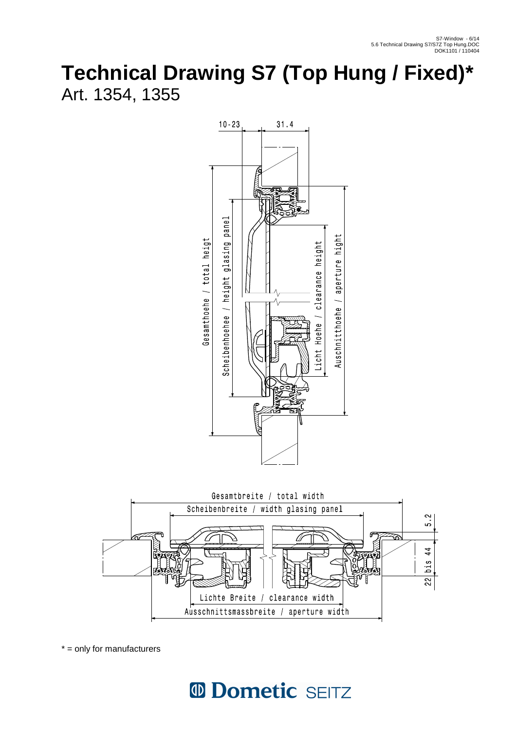# Technical Drawing S7 (Top Hung / Fixed)*

Art. 1354, 1355

10-23 31.4

Gesamthoehe / total heigt

Scheibenhoehee / height glasing panel

Licht Hoehe / clearance height

Auschnitthoehe / aperture hight

Gesamtbreite / total width

Scheibenbreite / width glasing panel

5.2

22 bis 44

Lichte Breite / clearance width

Ausschnittsmassbreite / aperture width

* = only for manufacturers

Dometic SEITZ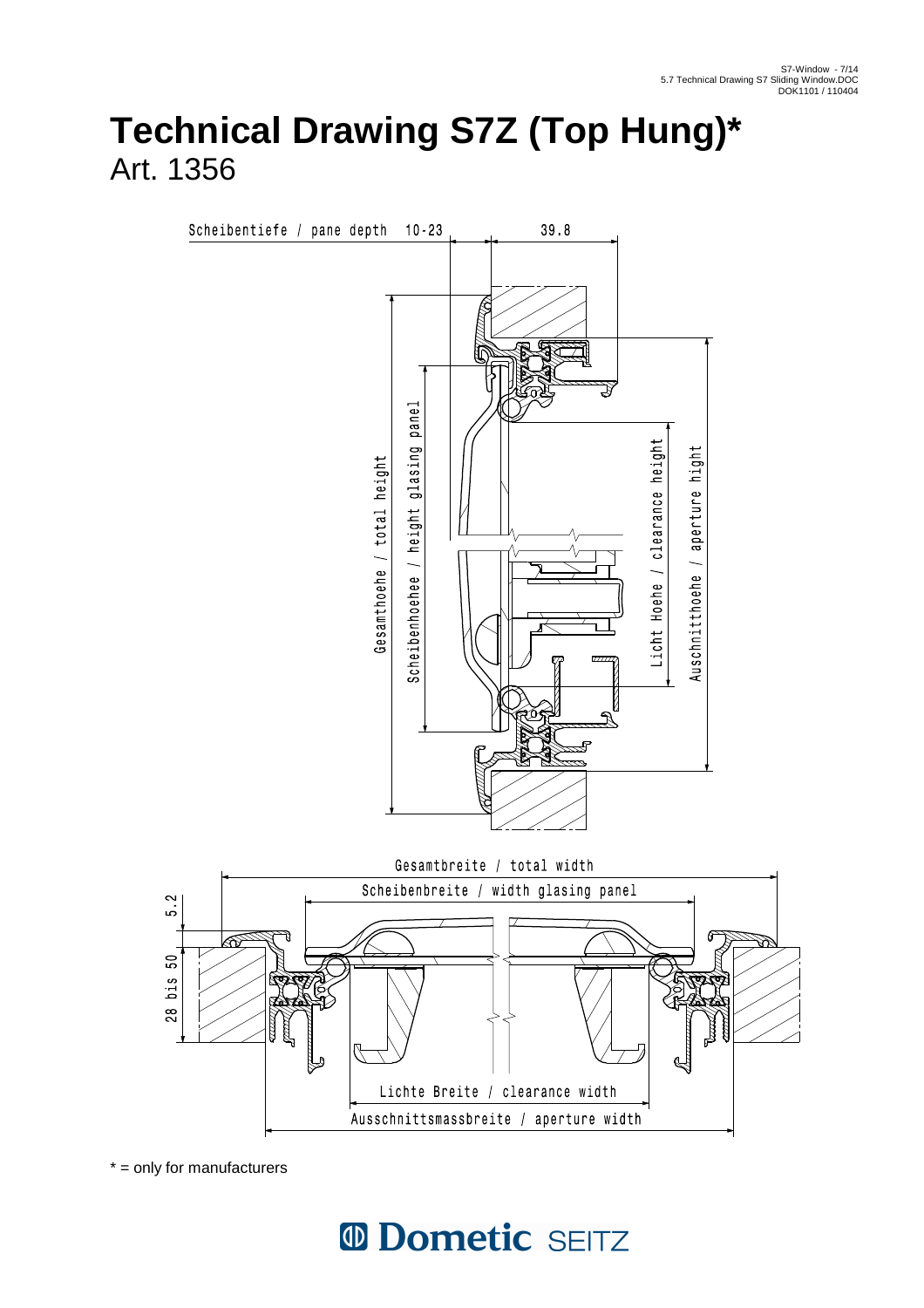# Technical Drawing S7Z (Top Hung)*

Art. 1356

Scheibentiefe / pane depth 10-23

39.8

Gesamthoehe / total height

Scheibenhoehe / height glasing panel

Licht Hoehe / clearance height

Auschnitthoehe / aperture hight

Gesamtbreite / total width

Scheibenbreite / width glasing panel

5.2

28 bis 50

Lichte Breite / clearance width

Ausschnittsmassbreite / aperture width

* = only for manufacturers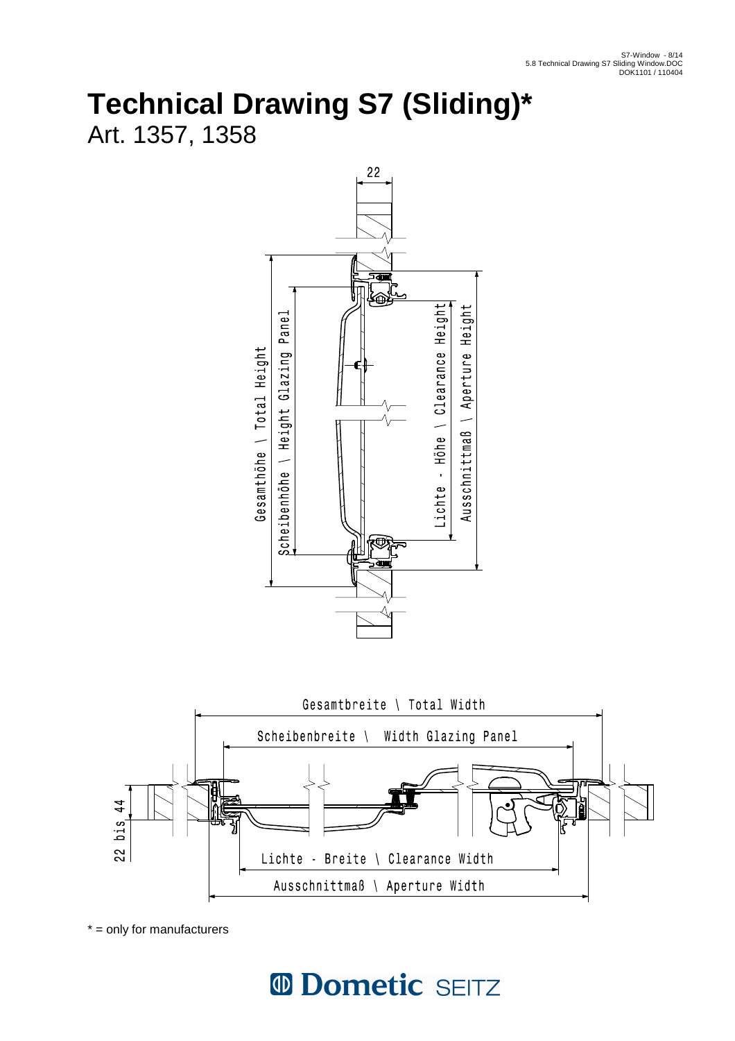# Technical Drawing S7 (Sliding)*

Art. 1357, 1358

22

Gesamthöhe \ Total Height

Scheibenhöhe \ Height Glazing Panel

Lichte - Höhe \ Clearance Height

Ausschnittmaß \ Aperture Height

Gesamtbreite \ Total Width

Scheibenbreite \ Width Glazing Panel

22 bis 44

Lichte - Breite \ Clearance Width

Ausschnittmaß \ Aperture Width

* = only for manufacturers

Dometic SEITZ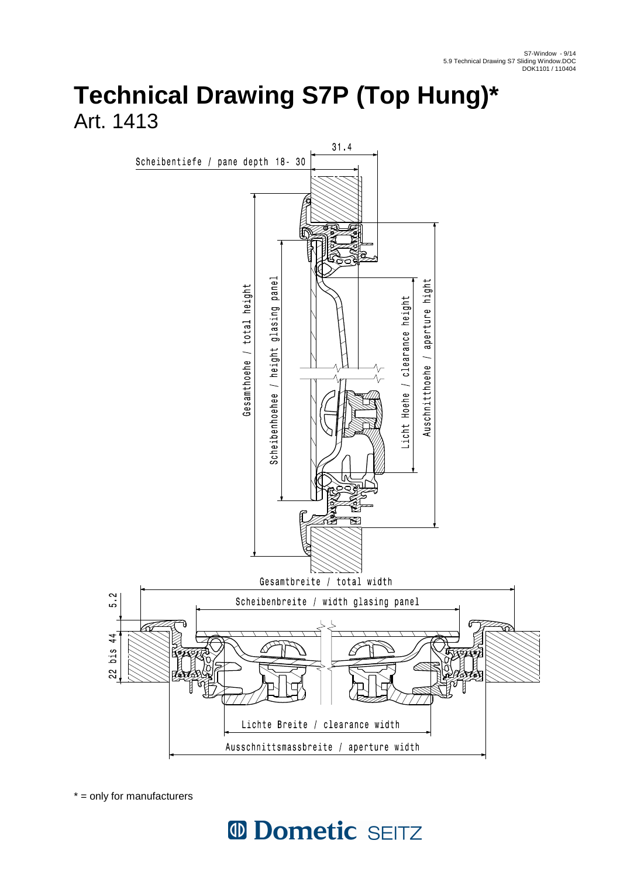# Technical Drawing S7P (Top Hung)*

Art. 1413

31.4

Scheibentiefe / pane depth 18- 30

Gesamthoehe / total height

Scheibenhoehee / height glasing panel

Licht Hoehe / clearance height

Auschnitthoehe / aperture hight

Gesamtbreite / total width

Scheibenbreite / width glasing panel

5.2

22 bis 44

Lichte Breite / clearance width

Ausschnittsmassbreite / aperture width

\* = only for manufacturers

Dometic SEITZ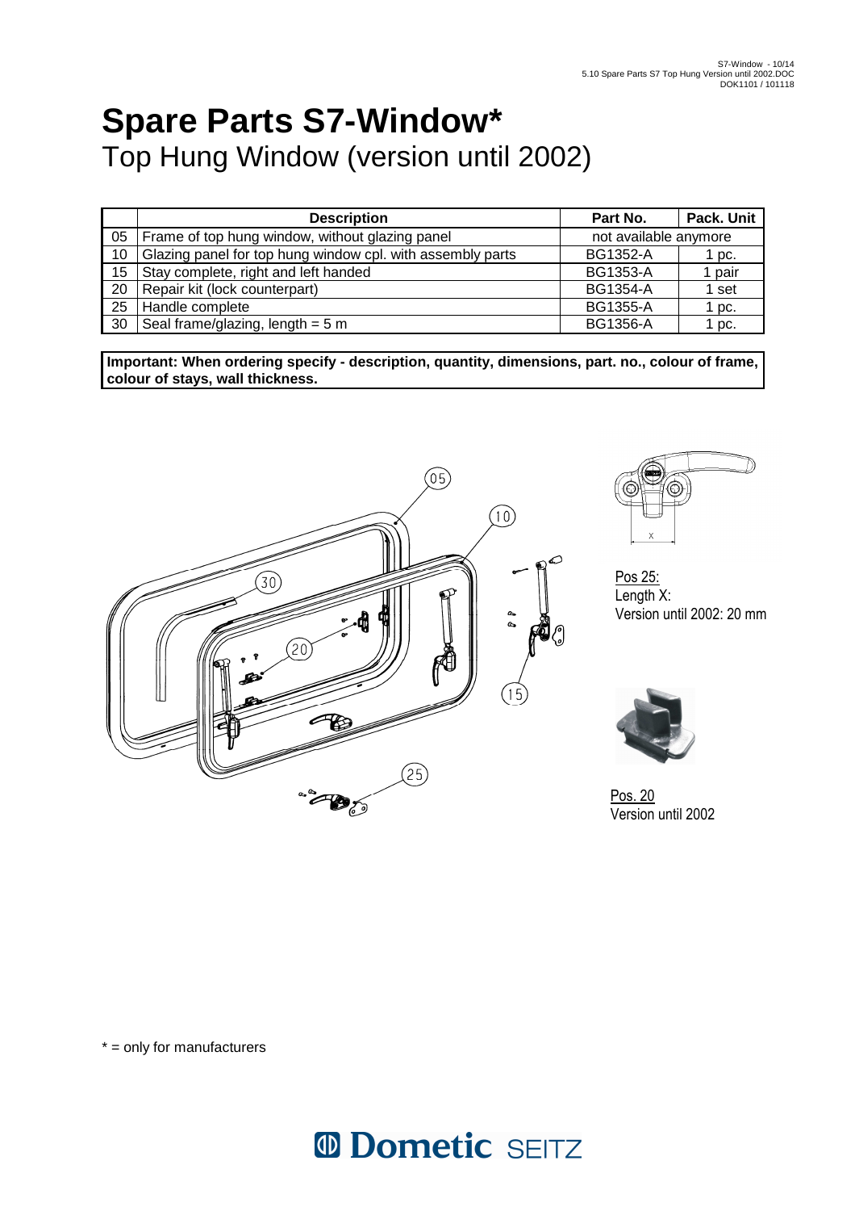# Spare Parts S7-Window*

## Top Hung Window (version until 2002)

| | Description | Part No. | Pack. Unit |
|---|---|---|---|
| 05 | Frame of top hung window, without glazing panel | not available anymore | |
| 10 | Glazing panel for top hung window cpl. with assembly parts | BG1352-A | 1 pc. |
| 15 | Stay complete, right and left handed | BG1353-A | 1 pair |
| 20 | Repair kit (lock counterpart) | BG1354-A | 1 set |
| 25 | Handle complete | BG1355-A | 1 pc. |
| 30 | Seal frame/glazing, length = 5 m | BG1356-A | 1 pc. |

**Important: When ordering specify - description, quantity, dimensions, part. no., colour of frame, colour of stays, wall thickness.**

Pos 25:
Length X:
Version until 2002: 20 mm

Pos. 20
Version until 2002

* = only for manufacturers

Dometic SEITZ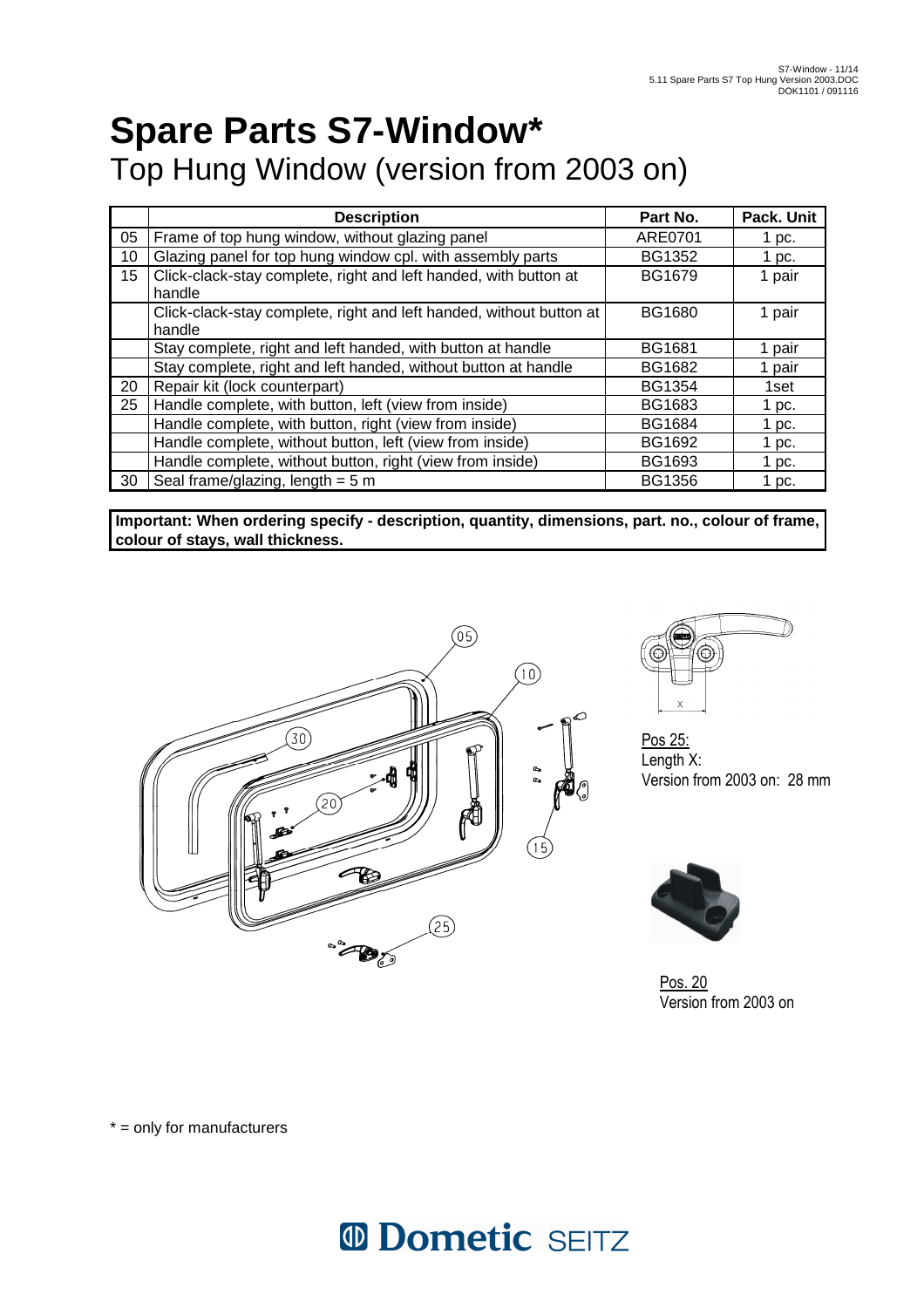# Spare Parts S7-Window*

## Top Hung Window (version from 2003 on)

| | Description | Part No. | Pack. Unit |
|---|---|---|---|
| 05 | Frame of top hung window, without glazing panel | ARE0701 | 1 pc. |
| 10 | Glazing panel for top hung window cpl. with assembly parts | BG1352 | 1 pc. |
| 15 | Click-clack-stay complete, right and left handed, with button at handle | BG1679 | 1 pair |
| | Click-clack-stay complete, right and left handed, without button at handle | BG1680 | 1 pair |
| | Stay complete, right and left handed, with button at handle | BG1681 | 1 pair |
| | Stay complete, right and left handed, without button at handle | BG1682 | 1 pair |
| 20 | Repair kit (lock counterpart) | BG1354 | 1set |
| 25 | Handle complete, with button, left (view from inside) | BG1683 | 1 pc. |
| | Handle complete, with button, right (view from inside) | BG1684 | 1 pc. |
| | Handle complete, without button, left (view from inside) | BG1692 | 1 pc. |
| | Handle complete, without button, right (view from inside) | BG1693 | 1 pc. |
| 30 | Seal frame/glazing, length = 5 m | BG1356 | 1 pc. |

**Important: When ordering specify - description, quantity, dimensions, part. no., colour of frame, colour of stays, wall thickness.**

Pos 25:
Length X:
Version from 2003 on: 28 mm

Pos. 20
Version from 2003 on

* = only for manufacturers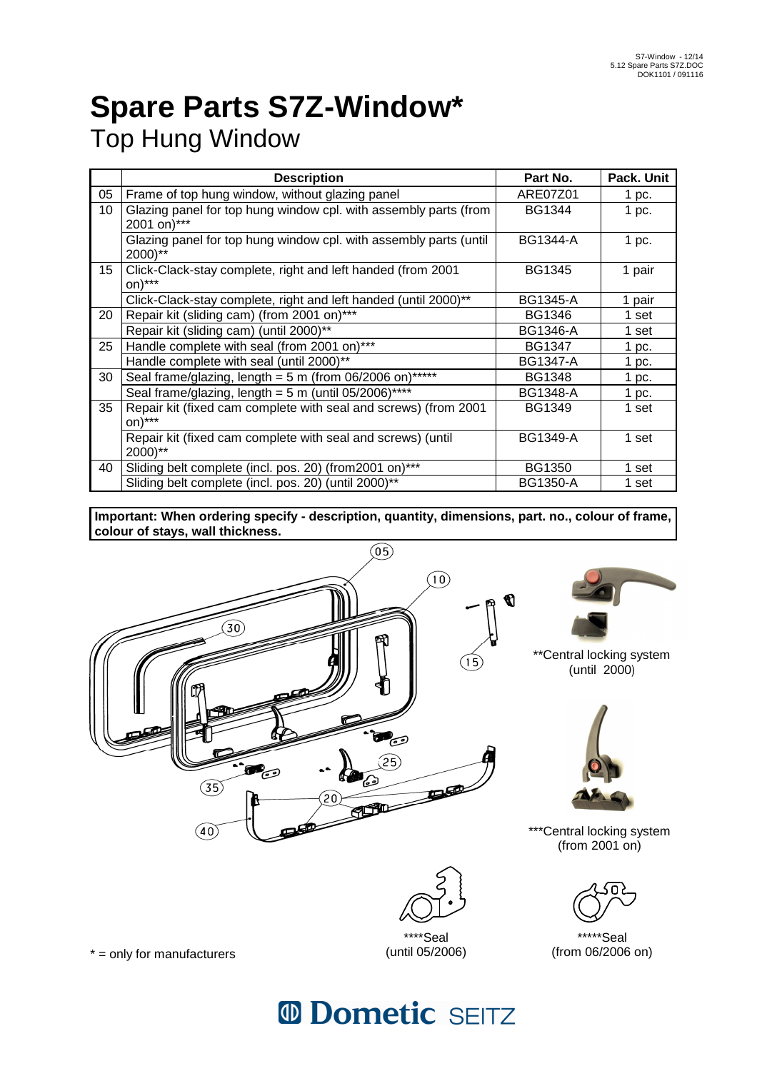# Spare Parts S7Z-Window*

## Top Hung Window

| | Description | Part No. | Pack. Unit |
|---|---|---|---|
| 05 | Frame of top hung window, without glazing panel | ARE07Z01 | 1 pc. |
| 10 | Glazing panel for top hung window cpl. with assembly parts (from 2001 on)*** | BG1344 | 1 pc. |
| | Glazing panel for top hung window cpl. with assembly parts (until 2000)** | BG1344-A | 1 pc. |
| 15 | Click-Clack-stay complete, right and left handed (from 2001 on)*** | BG1345 | 1 pair |
| | Click-Clack-stay complete, right and left handed (until 2000)** | BG1345-A | 1 pair |
| 20 | Repair kit (sliding cam) (from 2001 on)*** | BG1346 | 1 set |
| | Repair kit (sliding cam) (until 2000)** | BG1346-A | 1 set |
| 25 | Handle complete with seal (from 2001 on)*** | BG1347 | 1 pc. |
| | Handle complete with seal (until 2000)** | BG1347-A | 1 pc. |
| 30 | Seal frame/glazing, length = 5 m (from 06/2006 on)***** | BG1348 | 1 pc. |
| | Seal frame/glazing, length = 5 m (until 05/2006)**** | BG1348-A | 1 pc. |
| 35 | Repair kit (fixed cam complete with seal and screws) (from 2001 on)*** | BG1349 | 1 set |
| | Repair kit (fixed cam complete with seal and screws) (until 2000)** | BG1349-A | 1 set |
| 40 | Sliding belt complete (incl. pos. 20) (from2001 on)*** | BG1350 | 1 set |
| | Sliding belt complete (incl. pos. 20) (until 2000)** | BG1350-A | 1 set |

**Important: When ordering specify - description, quantity, dimensions, part. no., colour of frame, colour of stays, wall thickness.**

05 10 30 15 25 35 20 40

**Central locking system (until 2000)

***Central locking system (from 2001 on)

****Seal (until 05/2006)

*****Seal (from 06/2006 on)

* = only for manufacturers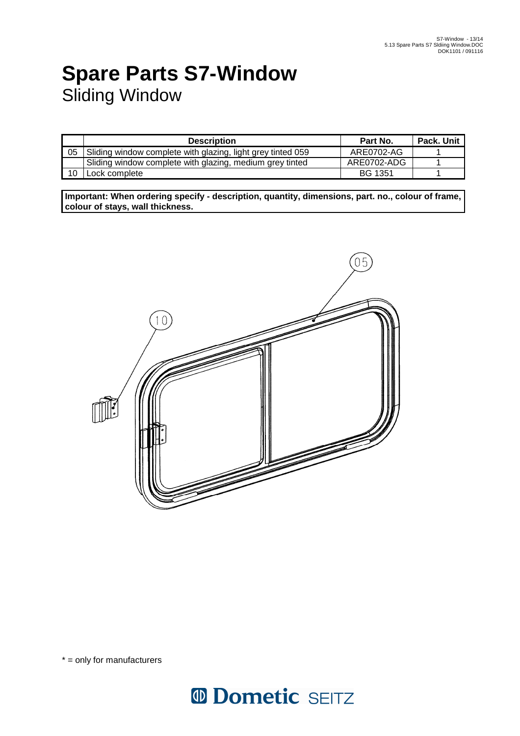# Spare Parts S7-Window

## Sliding Window

| | Description | Part No. | Pack. Unit |
|---|---|---|---|
| 05 | Sliding window complete with glazing, light grey tinted 059 | ARE0702-AG | 1 |
| | Sliding window complete with glazing, medium grey tinted | ARE0702-ADG | 1 |
| 10 | Lock complete | BG 1351 | 1 |

**Important: When ordering specify - description, quantity, dimensions, part. no., colour of frame, colour of stays, wall thickness.**

\* = only for manufacturers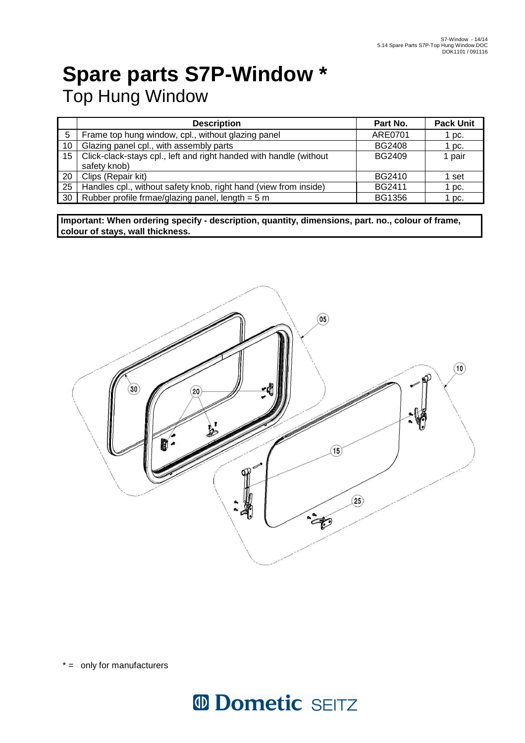# Spare parts S7P-Window *

## Top Hung Window

| | Description | Part No. | Pack Unit |
|---|---|---|---|
| 5 | Frame top hung window, cpl., without glazing panel | ARE0701 | 1 pc. |
| 10 | Glazing panel cpl., with assembly parts | BG2408 | 1 pc. |
| 15 | Click-clack-stays cpl., left and right handed with handle (without safety knob) | BG2409 | 1 pair |
| 20 | Clips (Repair kit) | BG2410 | 1 set |
| 25 | Handles cpl., without safety knob, right hand (view from inside) | BG2411 | 1 pc. |
| 30 | Rubber profile frmae/glazing panel, length = 5 m | BG1356 | 1 pc. |

**Important: When ordering specify - description, quantity, dimensions, part. no., colour of frame, colour of stays, wall thickness.**

05

30

20

10

15

25

* = only for manufacturers

Dometic SEITZ